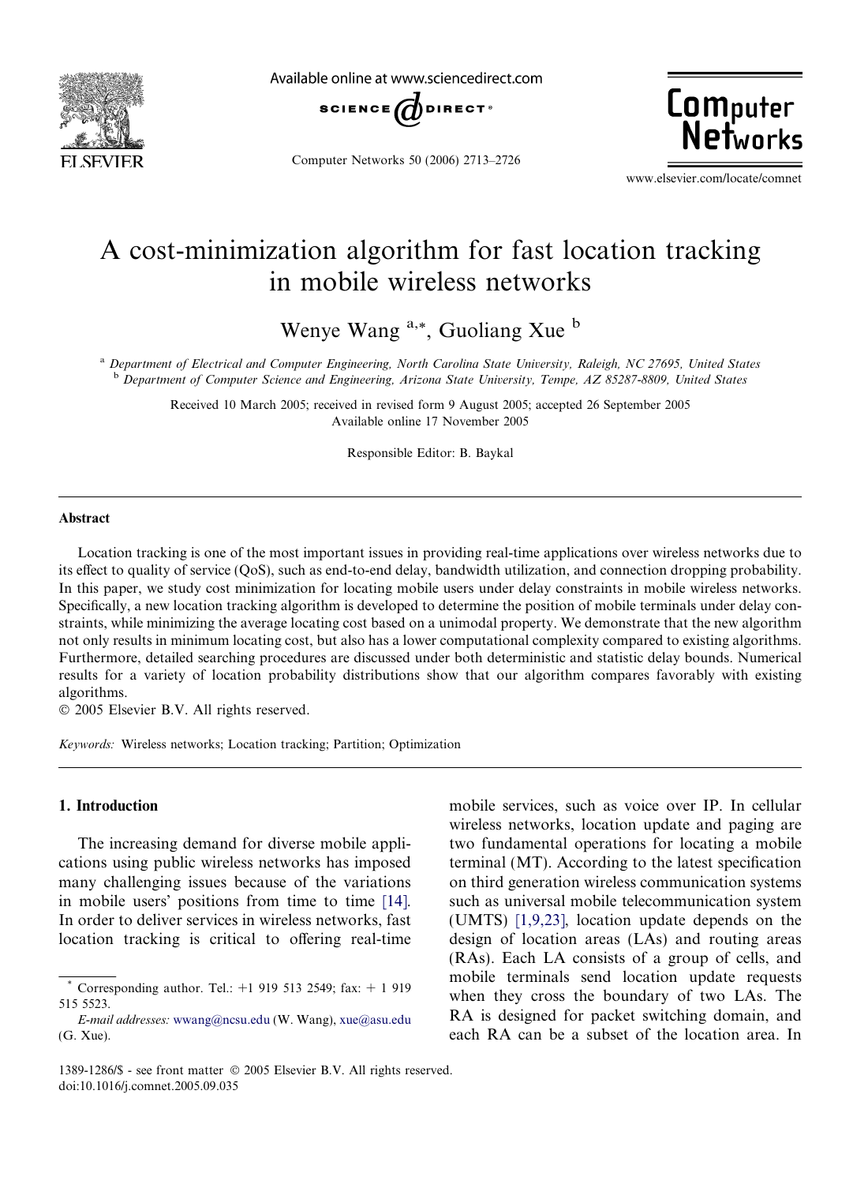# A cost-minimization algorithm for fast location tracking in mobile wireless networks

Wenye Wang [a,*], Guoliang Xue [b]

[a] Department of Electrical and Computer Engineering, North Carolina State University, Raleigh, NC 27695, United States

[b] Department of Computer Science and Engineering, Arizona State University, Tempe, AZ 85287-8809, United States

Received 10 March 2005; received in revised form 9 August 2005; accepted 26 September 2005
Available online 17 November 2005

Responsible Editor: B. Baykal

## Abstract

Location tracking is one of the most important issues in providing real-time applications over wireless networks due to its effect to quality of service (QoS), such as end-to-end delay, bandwidth utilization, and connection dropping probability. In this paper, we study cost minimization for locating mobile users under delay constraints in mobile wireless networks. Specifically, a new location tracking algorithm is developed to determine the position of mobile terminals under delay constraints, while minimizing the average locating cost based on a unimodal property. We demonstrate that the new algorithm not only results in minimum locating cost, but also has a lower computational complexity compared to existing algorithms. Furthermore, detailed searching procedures are discussed under both deterministic and statistic delay bounds. Numerical results for a variety of location probability distributions show that our algorithm compares favorably with existing algorithms.

© 2005 Elsevier B.V. All rights reserved.

*Keywords:* Wireless networks; Location tracking; Partition; Optimization

## 1. Introduction

The increasing demand for diverse mobile applications using public wireless networks has imposed many challenging issues because of the variations in mobile users' positions from time to time [14]. In order to deliver services in wireless networks, fast location tracking is critical to offering real-time mobile services, such as voice over IP. In cellular wireless networks, location update and paging are two fundamental operations for locating a mobile terminal (MT). According to the latest specification on third generation wireless communication systems such as universal mobile telecommunication system (UMTS) [1,9,23], location update depends on the design of location areas (LAs) and routing areas (RAs). Each LA consists of a group of cells, and mobile terminals send location update requests when they cross the boundary of two LAs. The RA is designed for packet switching domain, and each RA can be a subset of the location area. In

---

\* Corresponding author. Tel.: +1 919 513 2549; fax: + 1 919 515 5523.

*E-mail addresses:* wwang@ncsu.edu (W. Wang), xue@asu.edu (G. Xue).

1389-1286/$ - see front matter © 2005 Elsevier B.V. All rights reserved.
doi:10.1016/j.comnet.2005.09.035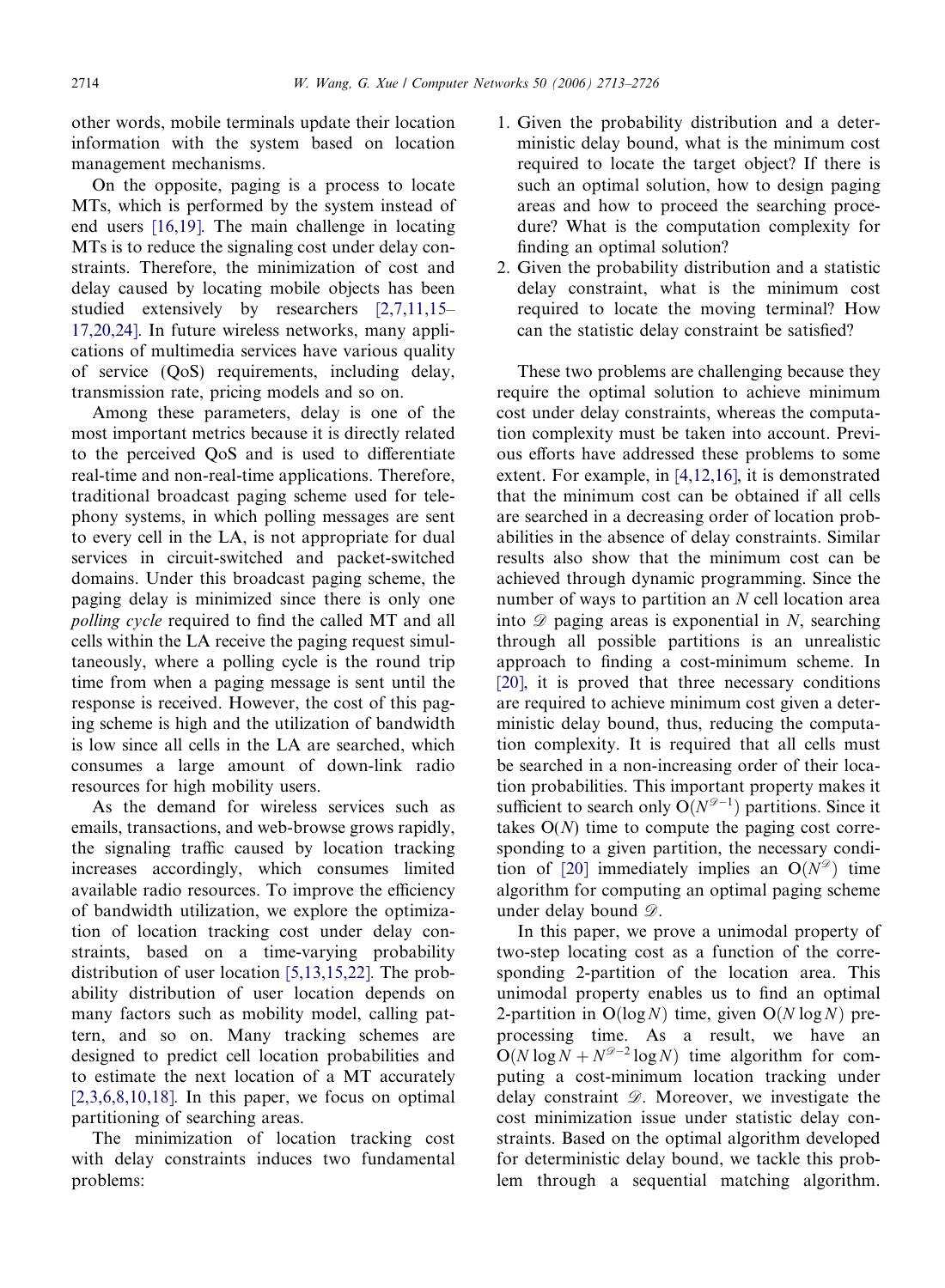other words, mobile terminals update their location information with the system based on location management mechanisms.

On the opposite, paging is a process to locate MTs, which is performed by the system instead of end users [16,19]. The main challenge in locating MTs is to reduce the signaling cost under delay constraints. Therefore, the minimization of cost and delay caused by locating mobile objects has been studied extensively by researchers [2,7,11,15–17,20,24]. In future wireless networks, many applications of multimedia services have various quality of service (QoS) requirements, including delay, transmission rate, pricing models and so on.

Among these parameters, delay is one of the most important metrics because it is directly related to the perceived QoS and is used to differentiate real-time and non-real-time applications. Therefore, traditional broadcast paging scheme used for telephony systems, in which polling messages are sent to every cell in the LA, is not appropriate for dual services in circuit-switched and packet-switched domains. Under this broadcast paging scheme, the paging delay is minimized since there is only one *polling cycle* required to find the called MT and all cells within the LA receive the paging request simultaneously, where a polling cycle is the round trip time from when a paging message is sent until the response is received. However, the cost of this paging scheme is high and the utilization of bandwidth is low since all cells in the LA are searched, which consumes a large amount of down-link radio resources for high mobility users.

As the demand for wireless services such as emails, transactions, and web-browse grows rapidly, the signaling traffic caused by location tracking increases accordingly, which consumes limited available radio resources. To improve the efficiency of bandwidth utilization, we explore the optimization of location tracking cost under delay constraints, based on a time-varying probability distribution of user location [5,13,15,22]. The probability distribution of user location depends on many factors such as mobility model, calling pattern, and so on. Many tracking schemes are designed to predict cell location probabilities and to estimate the next location of a MT accurately [2,3,6,8,10,18]. In this paper, we focus on optimal partitioning of searching areas.

The minimization of location tracking cost with delay constraints induces two fundamental problems:

1. Given the probability distribution and a deterministic delay bound, what is the minimum cost required to locate the target object? If there is such an optimal solution, how to design paging areas and how to proceed the searching procedure? What is the computation complexity for finding an optimal solution?
2. Given the probability distribution and a statistic delay constraint, what is the minimum cost required to locate the moving terminal? How can the statistic delay constraint be satisfied?

These two problems are challenging because they require the optimal solution to achieve minimum cost under delay constraints, whereas the computation complexity must be taken into account. Previous efforts have addressed these problems to some extent. For example, in [4,12,16], it is demonstrated that the minimum cost can be obtained if all cells are searched in a decreasing order of location probabilities in the absence of delay constraints. Similar results also show that the minimum cost can be achieved through dynamic programming. Since the number of ways to partition an $N$ cell location area into $\mathscr{D}$ paging areas is exponential in $N$, searching through all possible partitions is an unrealistic approach to finding a cost-minimum scheme. In [20], it is proved that three necessary conditions are required to achieve minimum cost given a deterministic delay bound, thus, reducing the computation complexity. It is required that all cells must be searched in a non-increasing order of their location probabilities. This important property makes it sufficient to search only $\mathrm{O}(N^{\mathscr{D}-1})$ partitions. Since it takes $\mathrm{O}(N)$ time to compute the paging cost corresponding to a given partition, the necessary condition of [20] immediately implies an $\mathrm{O}(N^{\mathscr{D}})$ time algorithm for computing an optimal paging scheme under delay bound $\mathscr{D}$.

In this paper, we prove a unimodal property of two-step locating cost as a function of the corresponding 2-partition of the location area. This unimodal property enables us to find an optimal 2-partition in $\mathrm{O}(\log N)$ time, given $\mathrm{O}(N \log N)$ preprocessing time. As a result, we have an $\mathrm{O}(N \log N + N^{\mathscr{D}-2} \log N)$ time algorithm for computing a cost-minimum location tracking under delay constraint $\mathscr{D}$. Moreover, we investigate the cost minimization issue under statistic delay constraints. Based on the optimal algorithm developed for deterministic delay bound, we tackle this problem through a sequential matching algorithm.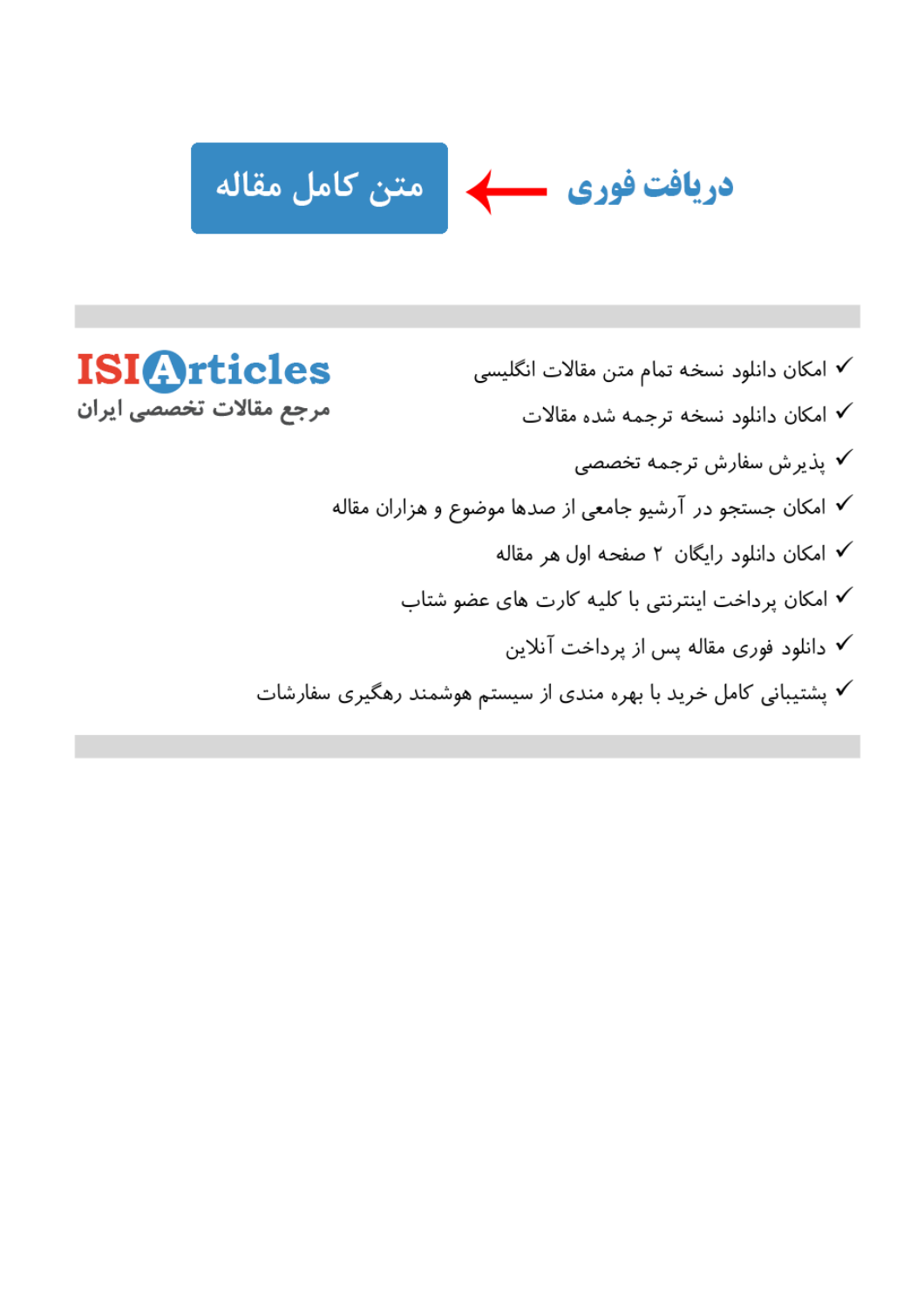دریافت فوری ← **متن کامل مقاله**

**ISIArticles**
مرجع مقالات تخصصی ایران

- ✓ امکان دانلود نسخه تمام متن مقالات انگلیسی
- ✓ امکان دانلود نسخه ترجمه شده مقالات
- ✓ پذیرش سفارش ترجمه تخصصی
- ✓ امکان جستجو در آرشیو جامعی از صدها موضوع و هزاران مقاله
- ✓ امکان دانلود رایگان ۲ صفحه اول هر مقاله
- ✓ امکان پرداخت اینترنتی با کلیه کارت های عضو شتاب
- ✓ دانلود فوری مقاله پس از پرداخت آنلاین
- ✓ پشتیبانی کامل خرید با بهره مندی از سیستم هوشمند رهگیری سفارشات